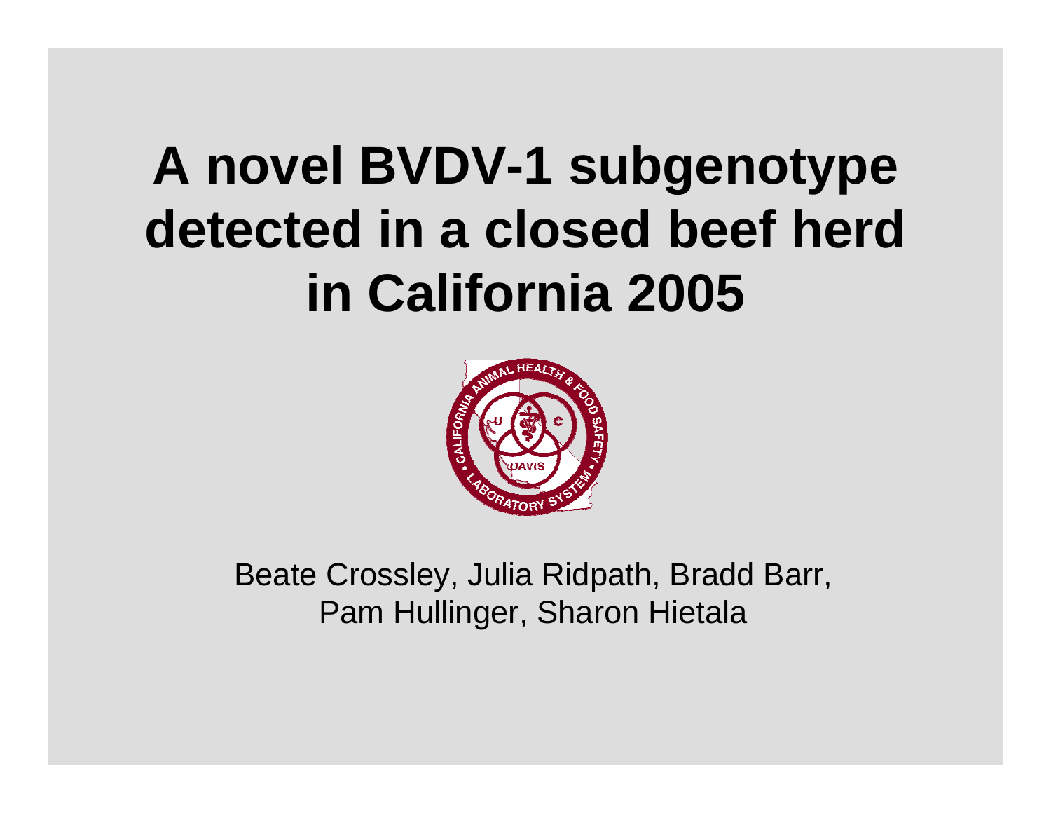# A novel BVDV-1 subgenotype detected in a closed beef herd in California 2005

Beate Crossley, Julia Ridpath, Bradd Barr, Pam Hullinger, Sharon Hietala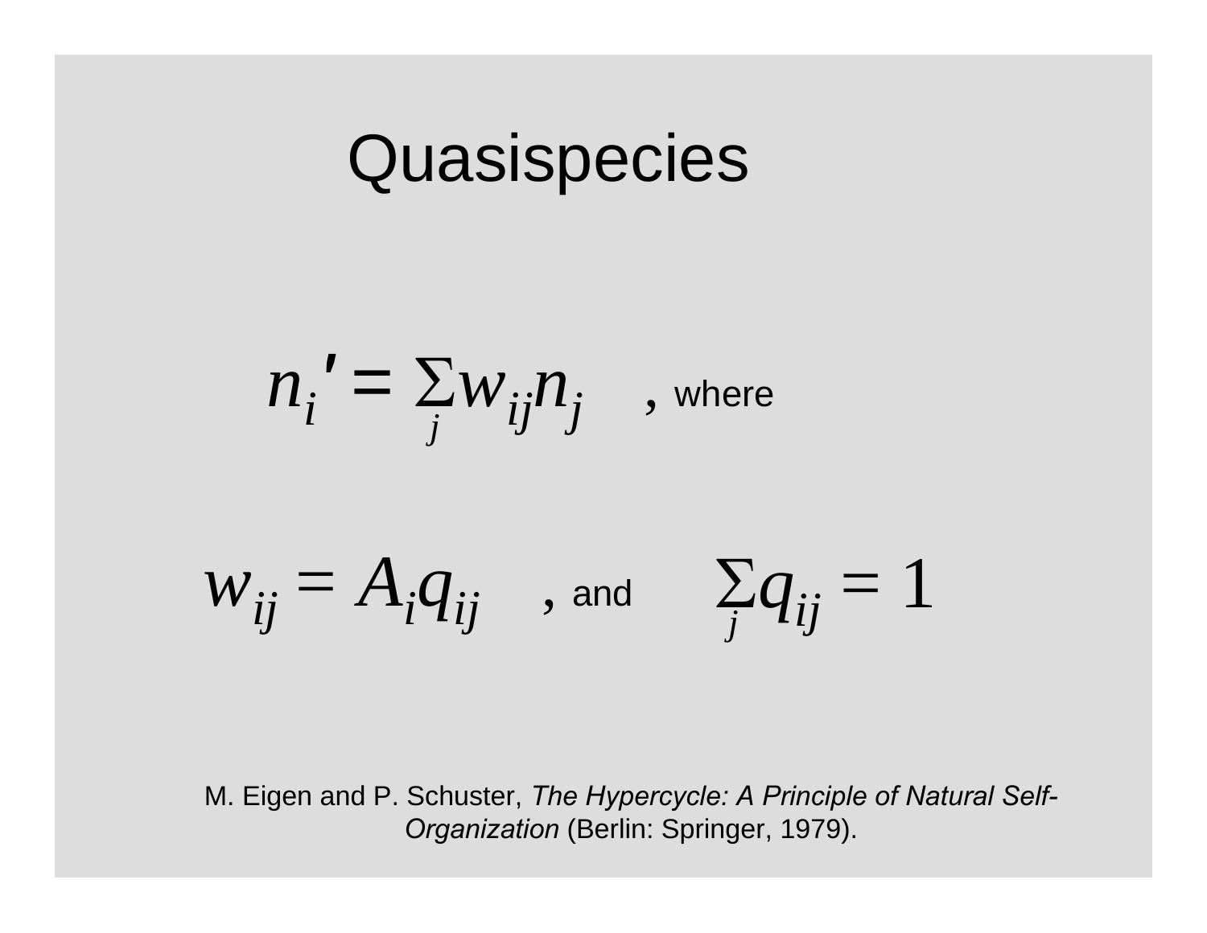# Quasispecies

$$n_i' = \sum_j w_{ij} n_j$$

, where

$$w_{ij} = A_i q_{ij}$$

, and

$$\sum_j q_{ij} = 1$$

M. Eigen and P. Schuster, *The Hypercycle: A Principle of Natural Self-Organization* (Berlin: Springer, 1979).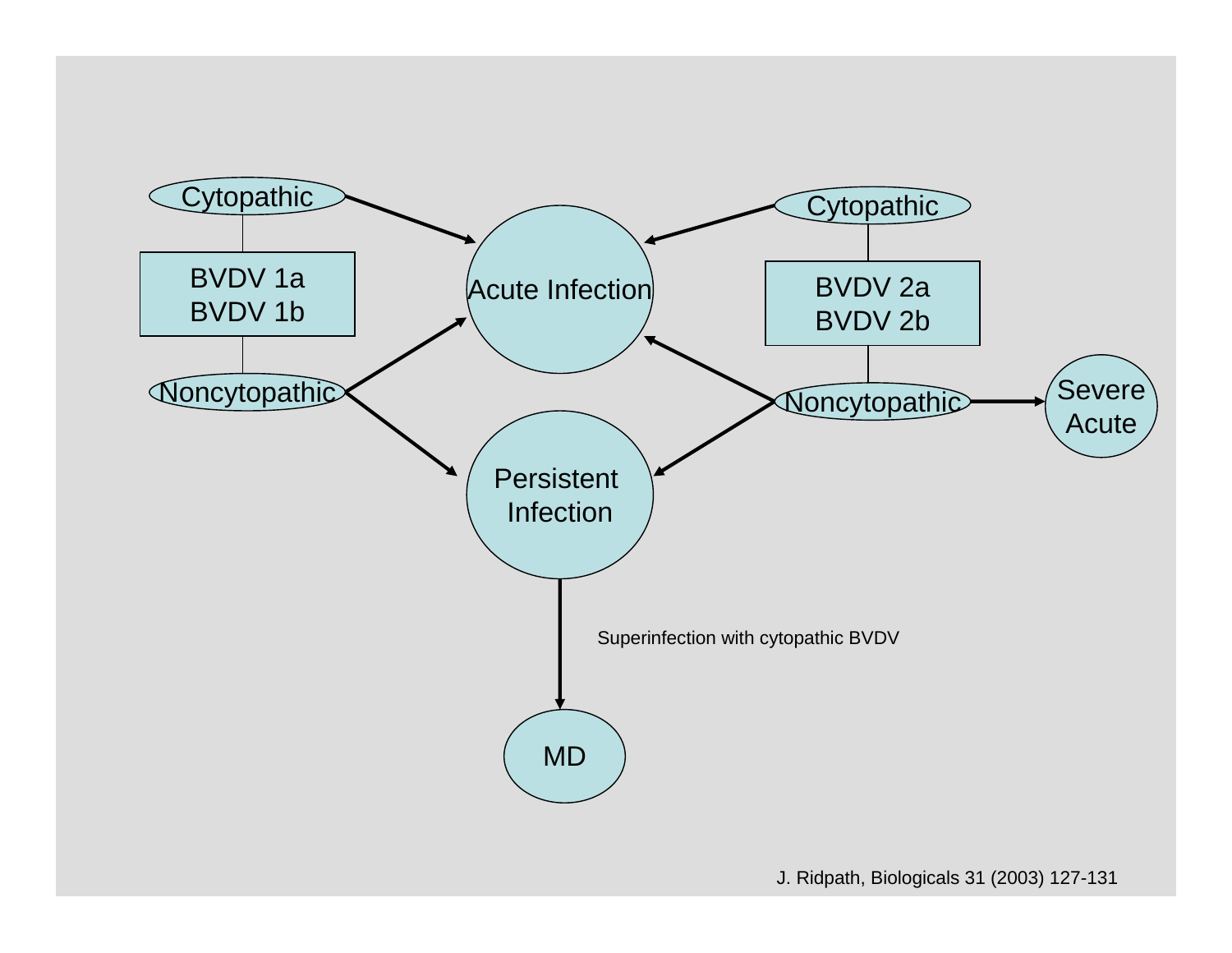Cytopathic

BVDV 1a
BVDV 1b

Noncytopathic

Acute Infection

Persistent Infection

Superinfection with cytopathic BVDV

MD

Cytopathic

BVDV 2a
BVDV 2b

Noncytopathic

Severe Acute

J. Ridpath, Biologicals 31 (2003) 127-131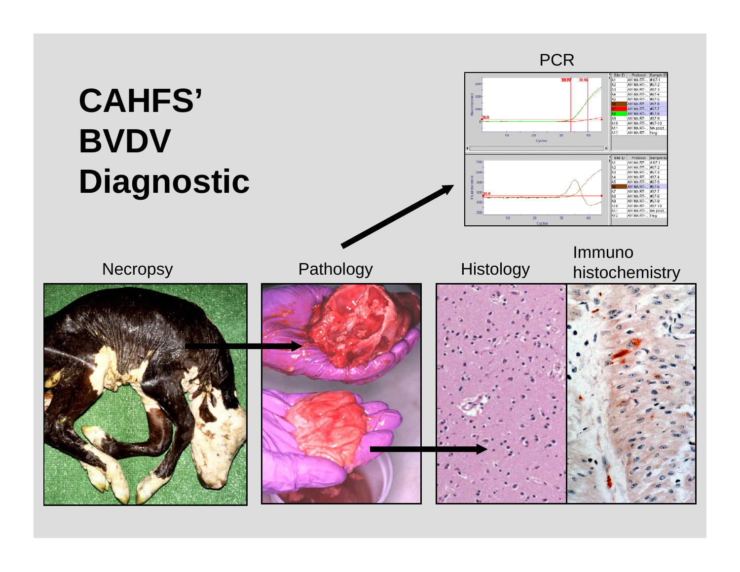# CAHFS' BVDV Diagnostic

PCR

Necropsy

Pathology

Histology

Immuno histochemistry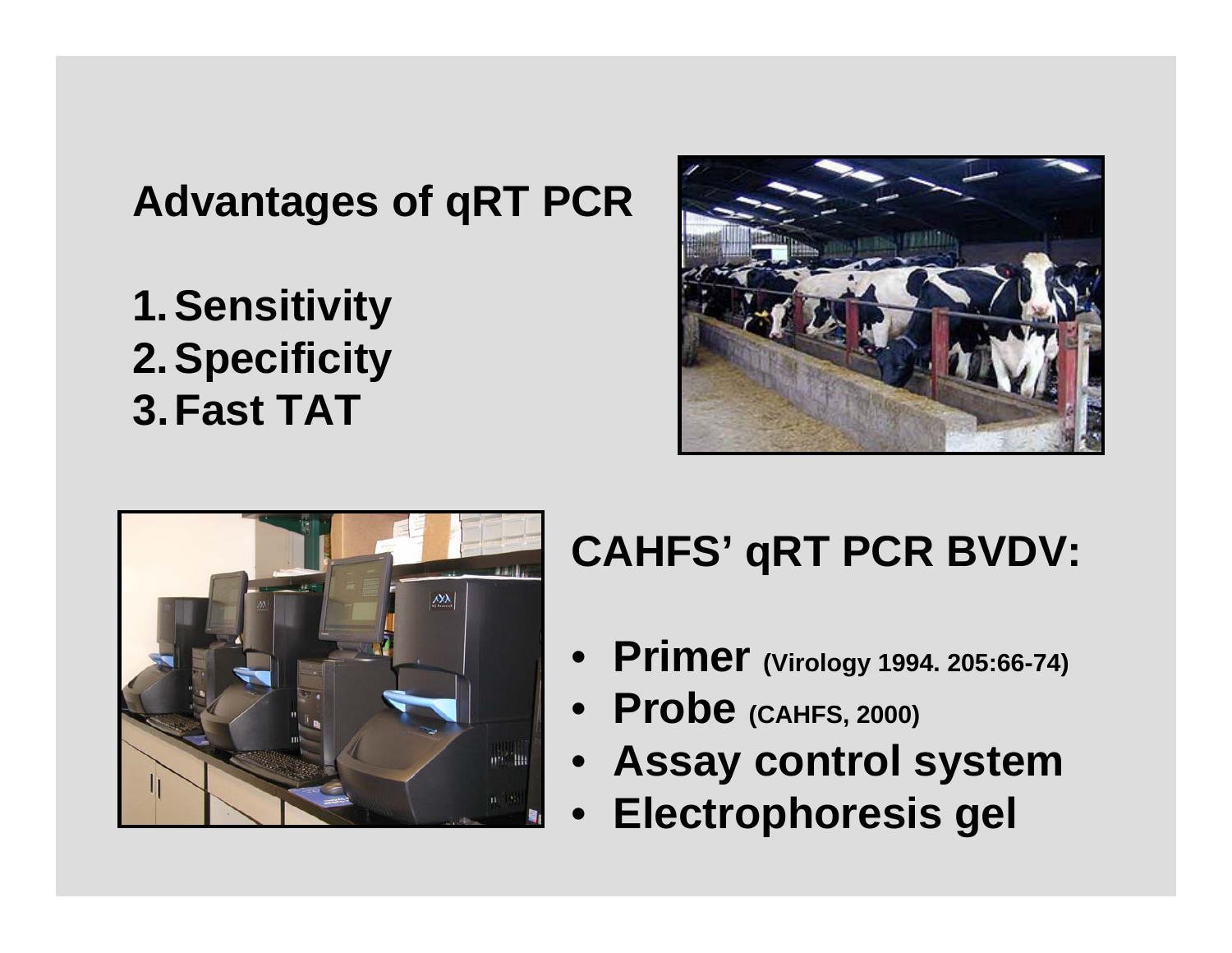## Advantages of qRT PCR

1. Sensitivity
2. Specificity
3. Fast TAT

## CAHFS' qRT PCR BVDV:

- **Primer** (Virology 1994. 205:66-74)
- **Probe** (CAHFS, 2000)
- **Assay control system**
- **Electrophoresis gel**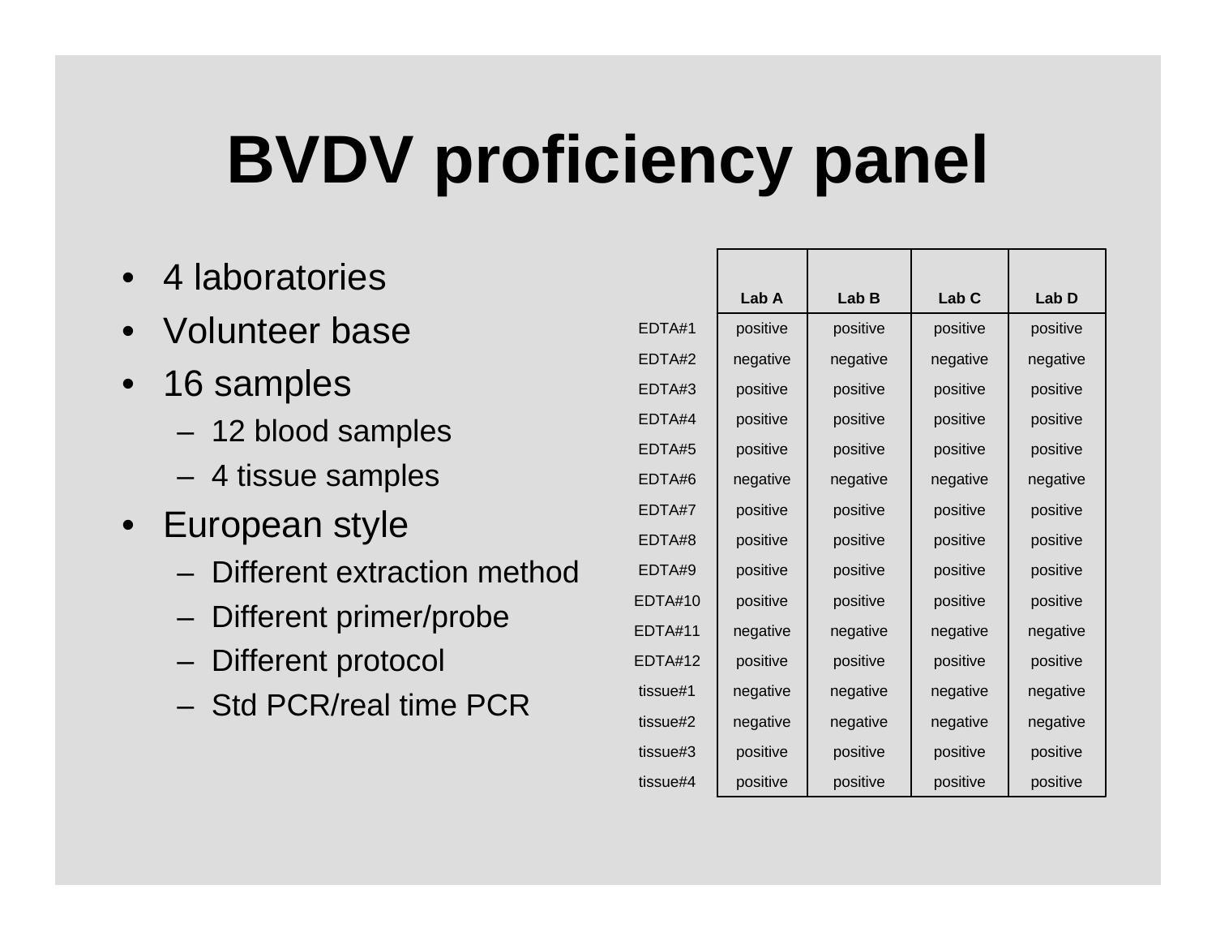# BVDV proficiency panel

- 4 laboratories
- Volunteer base
- 16 samples
  - 12 blood samples
  - 4 tissue samples
- European style
  - Different extraction method
  - Different primer/probe
  - Different protocol
  - Std PCR/real time PCR

| | Lab A | Lab B | Lab C | Lab D |
|---|---|---|---|---|
| EDTA#1 | positive | positive | positive | positive |
| EDTA#2 | negative | negative | negative | negative |
| EDTA#3 | positive | positive | positive | positive |
| EDTA#4 | positive | positive | positive | positive |
| EDTA#5 | positive | positive | positive | positive |
| EDTA#6 | negative | negative | negative | negative |
| EDTA#7 | positive | positive | positive | positive |
| EDTA#8 | positive | positive | positive | positive |
| EDTA#9 | positive | positive | positive | positive |
| EDTA#10 | positive | positive | positive | positive |
| EDTA#11 | negative | negative | negative | negative |
| EDTA#12 | positive | positive | positive | positive |
| tissue#1 | negative | negative | negative | negative |
| tissue#2 | negative | negative | negative | negative |
| tissue#3 | positive | positive | positive | positive |
| tissue#4 | positive | positive | positive | positive |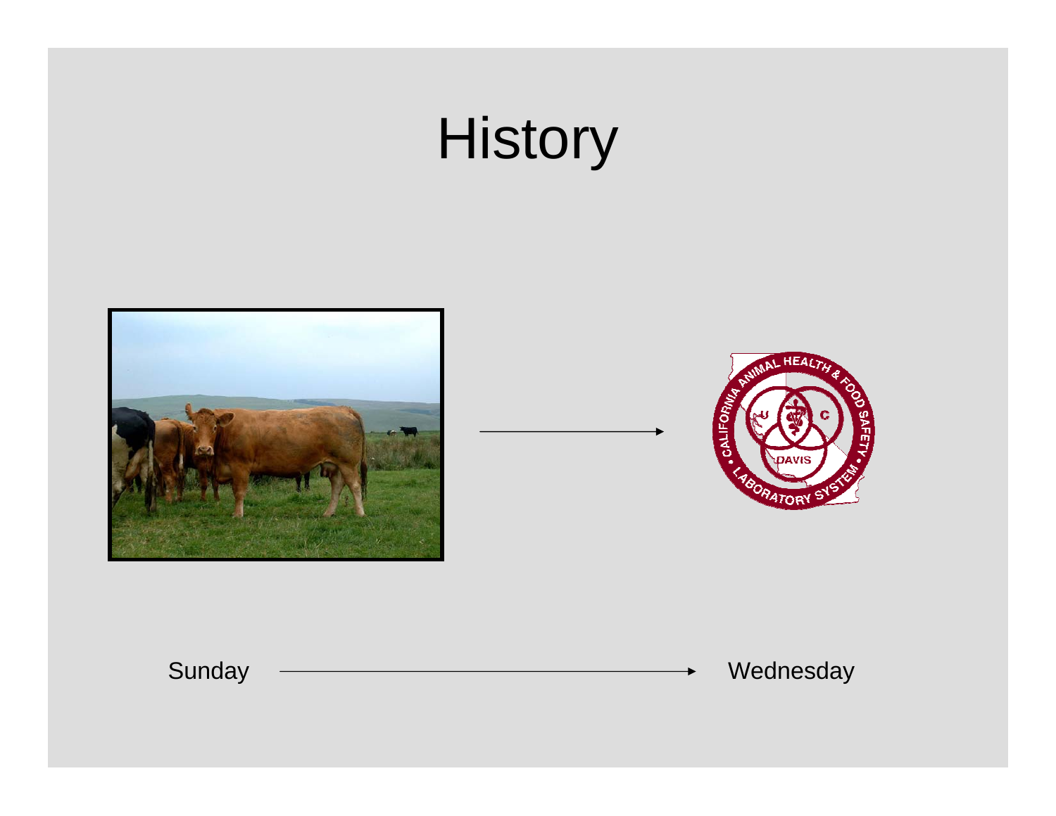# History

Sunday → Wednesday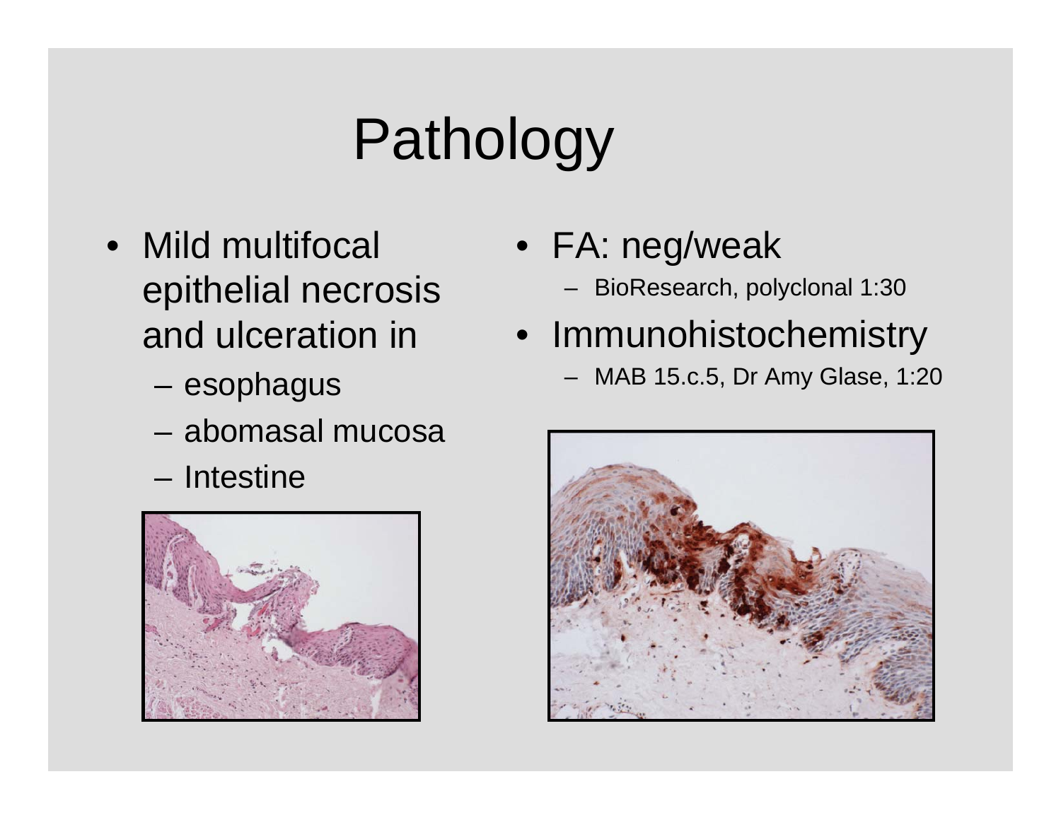# Pathology

- Mild multifocal epithelial necrosis and ulceration in
  - esophagus
  - abomasal mucosa
  - Intestine

- FA: neg/weak
  - BioResearch, polyclonal 1:30
- Immunohistochemistry
  - MAB 15.c.5, Dr Amy Glase, 1:20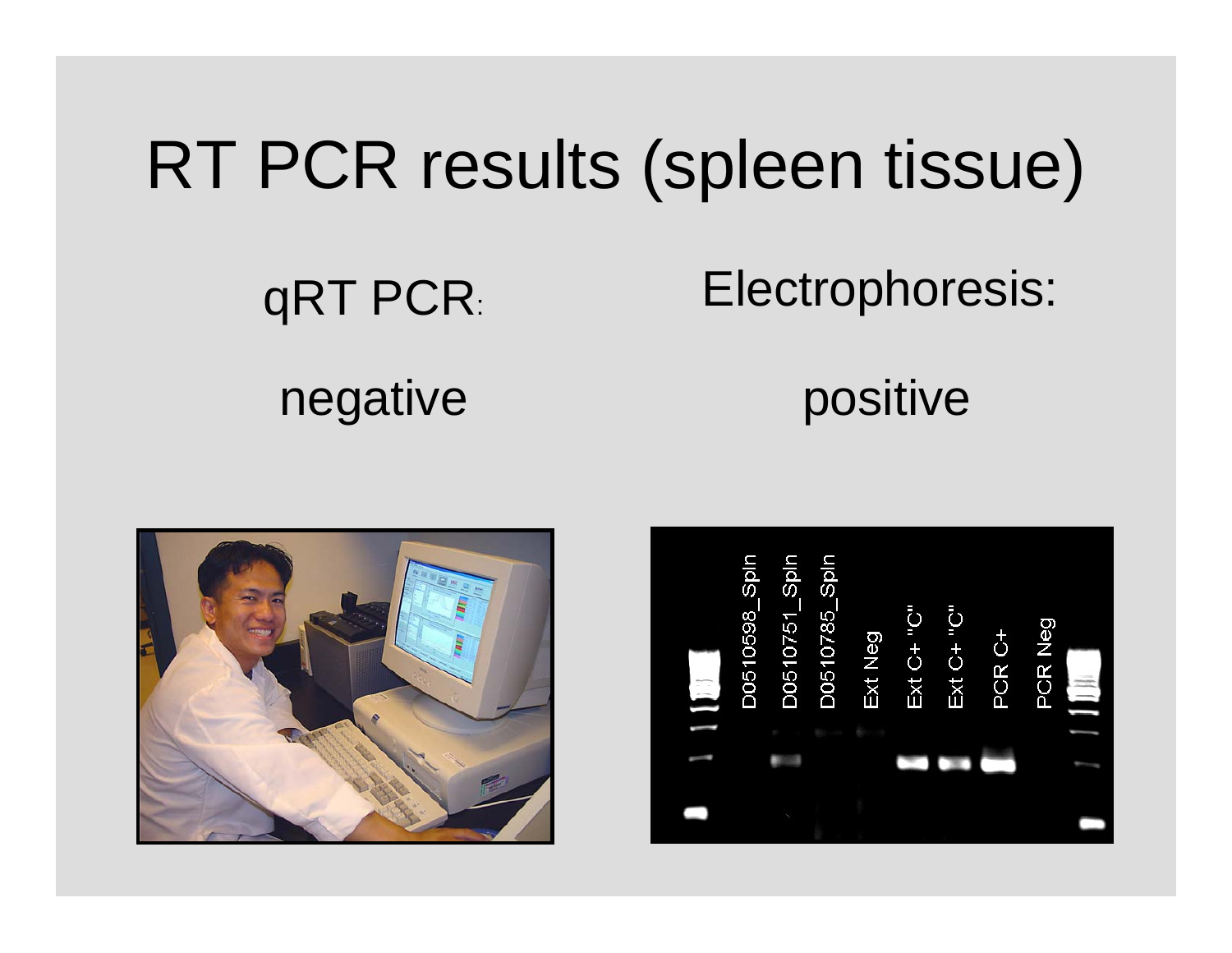# RT PCR results (spleen tissue)

qRT PCR:

negative

Electrophoresis:

positive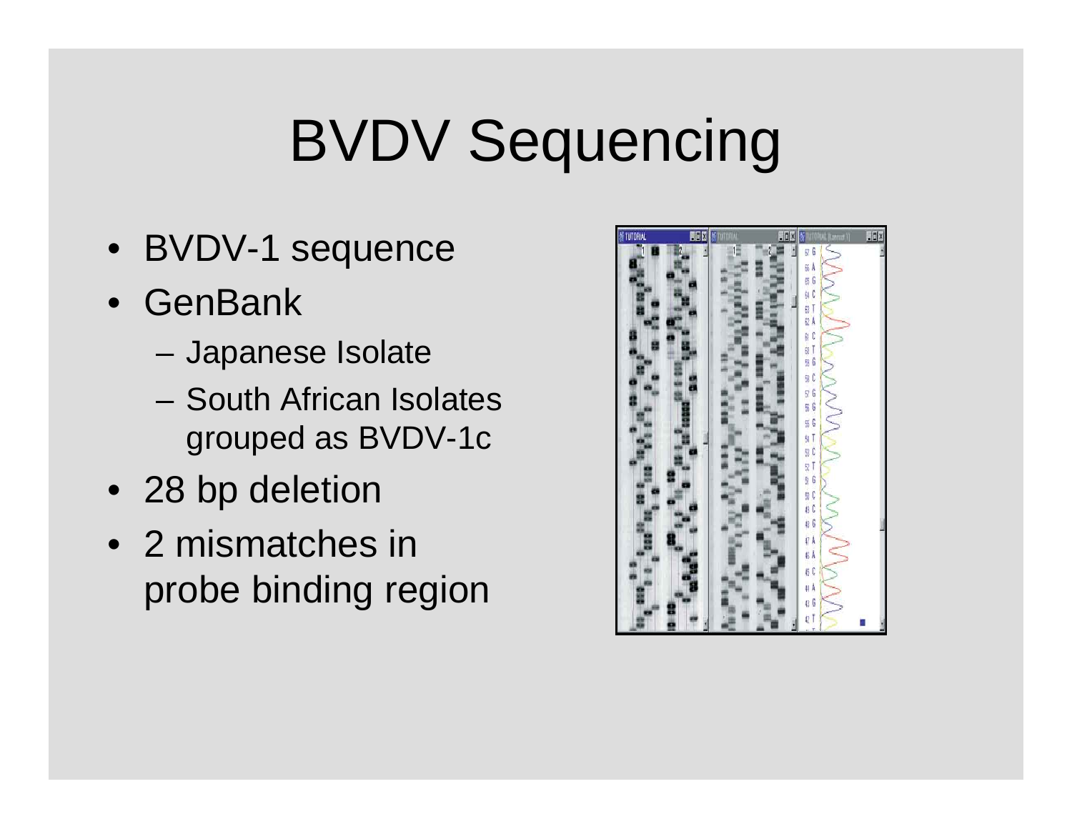# BVDV Sequencing

- BVDV-1 sequence
- GenBank
  - Japanese Isolate
  - South African Isolates grouped as BVDV-1c
- 28 bp deletion
- 2 mismatches in probe binding region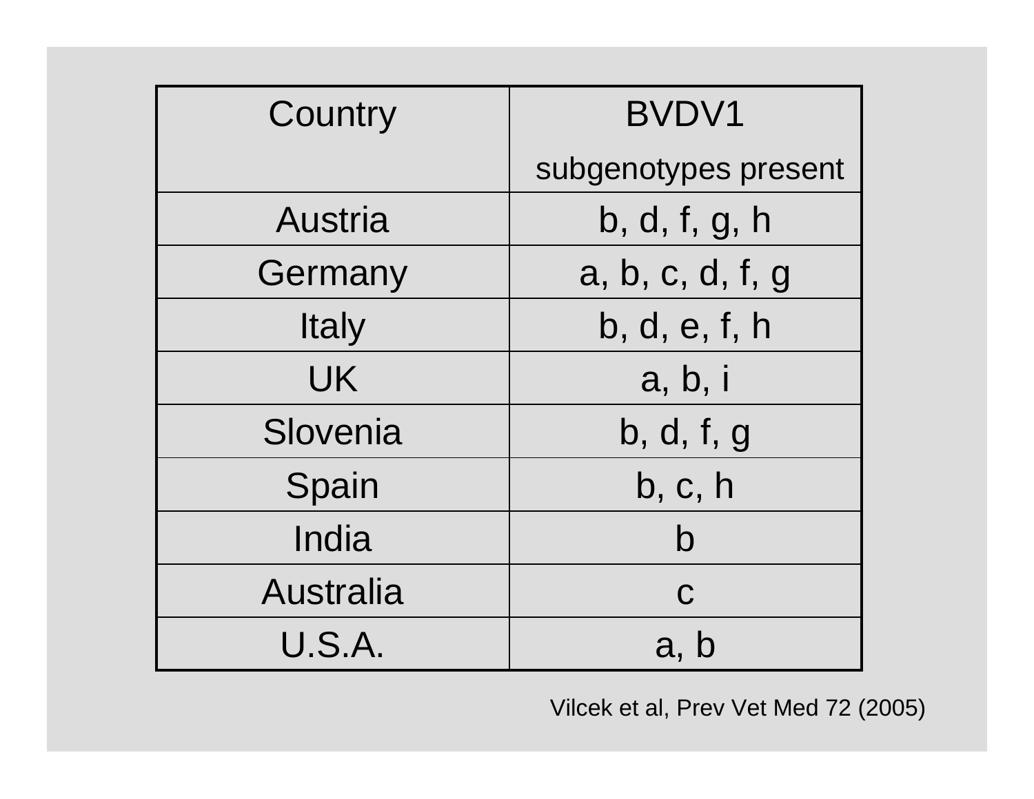| Country | BVDV1 subgenotypes present |
|---|---|
| Austria | b, d, f, g, h |
| Germany | a, b, c, d, f, g |
| Italy | b, d, e, f, h |
| UK | a, b, i |
| Slovenia | b, d, f, g |
| Spain | b, c, h |
| India | b |
| Australia | c |
| U.S.A. | a, b |

Vilcek et al, Prev Vet Med 72 (2005)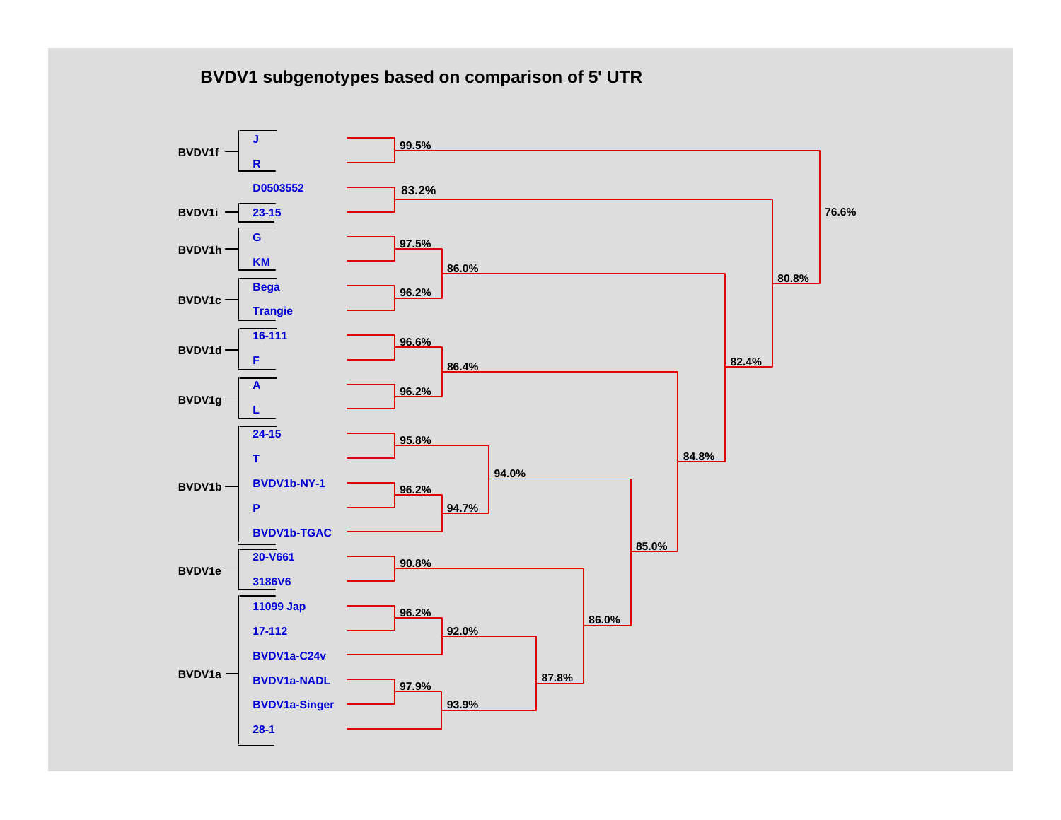## BVDV1 subgenotypes based on comparison of 5' UTR

| Subgenotype | Isolate |
|---|---|
| BVDV1f | J |
| | R |
| | D0503552 |
| BVDV1i | 23-15 |
| BVDV1h | G |
| | KM |
| BVDV1c | Bega |
| | Trangie |
| BVDV1d | 16-111 |
| | F |
| BVDV1g | A |
| | L |
| BVDV1b | 24-15 |
| | T |
| | BVDV1b-NY-1 |
| | P |
| | BVDV1b-TGAC |
| BVDV1e | 20-V661 |
| | 3186V6 |
| BVDV1a | 11099 Jap |
| | 17-112 |
| | BVDV1a-C24v |
| | BVDV1a-NADL |
| | BVDV1a-Singer |
| | 28-1 |

Node identity values: 99.5% (J, R); 83.2% (D0503552, 23-15); 97.5% (G, KM); 96.2% (Bega, Trangie); 86.0% (BVDV1h, BVDV1c); 96.6% (16-111, F); 96.2% (A, L); 86.4% (BVDV1d, BVDV1g); 95.8% (24-15, T); 96.2% (BVDV1b-NY-1, P); 94.7% (BVDV1b-NY-1, P, BVDV1b-TGAC); 94.0% (BVDV1b); 90.8% (20-V661, 3186V6); 96.2% (11099 Jap, 17-112); 92.0% (11099 Jap, 17-112, BVDV1a-C24v); 97.9% (BVDV1a-NADL, BVDV1a-Singer); 93.9% (BVDV1a-NADL, BVDV1a-Singer, 28-1); 87.8% (BVDV1a); 86.0% (BVDV1e, BVDV1a); 85.0% (BVDV1b, BVDV1e, BVDV1a); 84.8% (BVDV1d, BVDV1g, BVDV1b, BVDV1e, BVDV1a); 82.4% (BVDV1h, BVDV1c and above); 80.8% (D0503552, BVDV1i and above); 76.6% (BVDV1f and all others).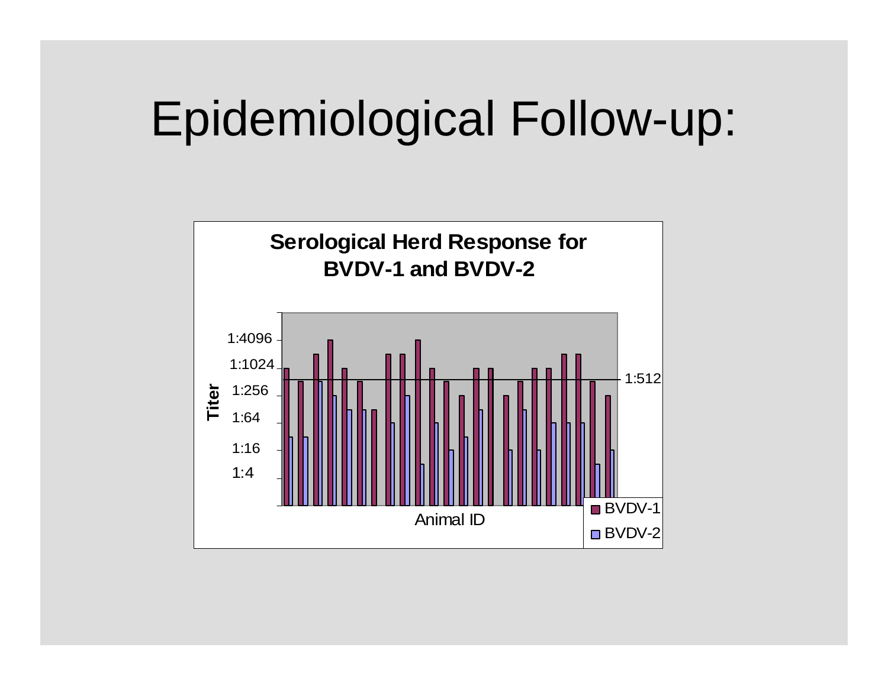# Epidemiological Follow-up:

**Serological Herd Response for BVDV-1 and BVDV-2**

Titer: 1:4096, 1:1024, 1:256, 1:64, 1:16, 1:4

1:512

Animal ID

BVDV-1

BVDV-2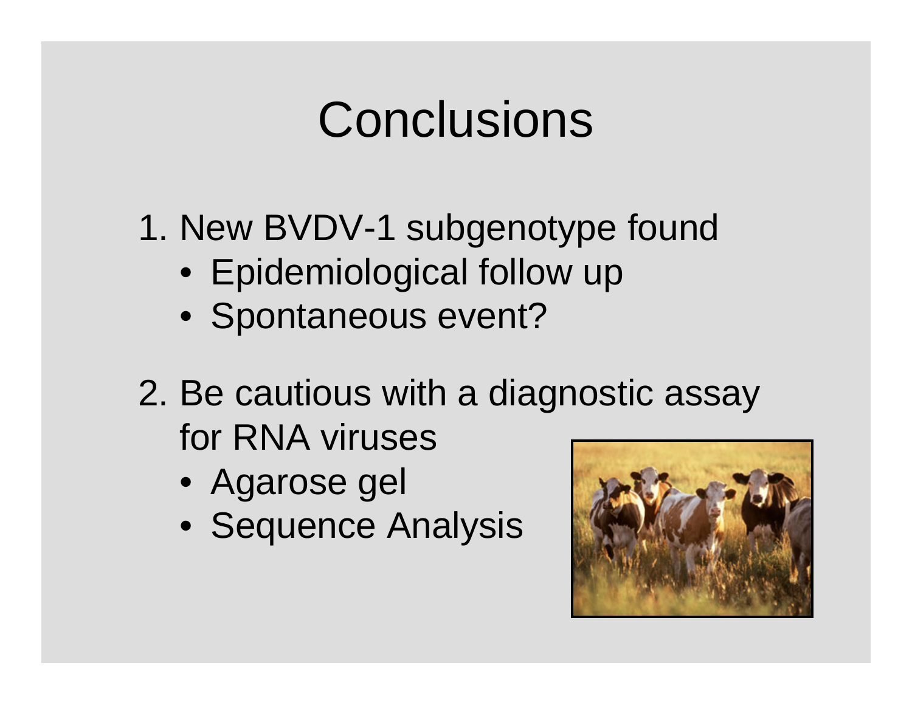# Conclusions

1. New BVDV-1 subgenotype found
    - Epidemiological follow up
    - Spontaneous event?

2. Be cautious with a diagnostic assay for RNA viruses
    - Agarose gel
    - Sequence Analysis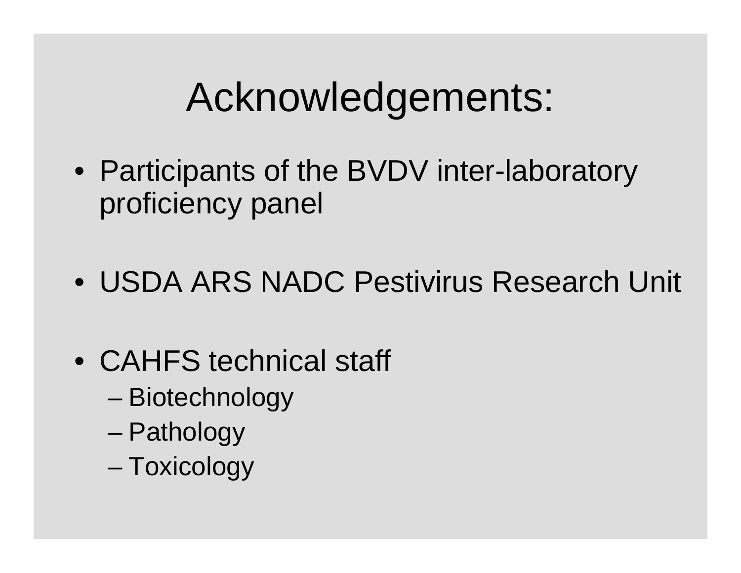# Acknowledgements:

- Participants of the BVDV inter-laboratory proficiency panel
- USDA ARS NADC Pestivirus Research Unit
- CAHFS technical staff
  - Biotechnology
  - Pathology
  - Toxicology